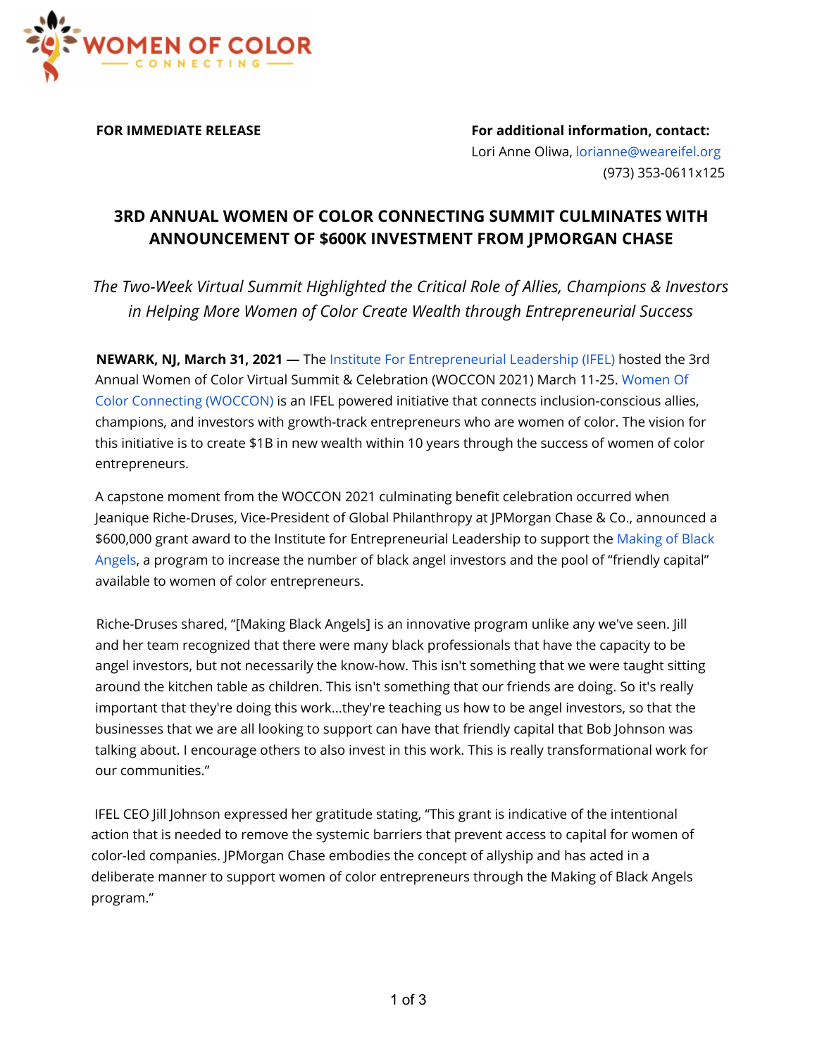WOMEN OF COLOR CONNECTING

**FOR IMMEDIATE RELEASE**

**For additional information, contact:**
Lori Anne Oliwa, lorianne@weareifel.org
(973) 353-0611x125

# 3RD ANNUAL WOMEN OF COLOR CONNECTING SUMMIT CULMINATES WITH ANNOUNCEMENT OF $600K INVESTMENT FROM JPMORGAN CHASE

*The Two-Week Virtual Summit Highlighted the Critical Role of Allies, Champions & Investors in Helping More Women of Color Create Wealth through Entrepreneurial Success*

**NEWARK, NJ, March 31, 2021 —** The Institute For Entrepreneurial Leadership (IFEL) hosted the 3rd Annual Women of Color Virtual Summit & Celebration (WOCCON 2021) March 11-25. Women Of Color Connecting (WOCCON) is an IFEL powered initiative that connects inclusion-conscious allies, champions, and investors with growth-track entrepreneurs who are women of color. The vision for this initiative is to create $1B in new wealth within 10 years through the success of women of color entrepreneurs.

A capstone moment from the WOCCON 2021 culminating benefit celebration occurred when Jeanique Riche-Druses, Vice-President of Global Philanthropy at JPMorgan Chase & Co., announced a $600,000 grant award to the Institute for Entrepreneurial Leadership to support the Making of Black Angels, a program to increase the number of black angel investors and the pool of "friendly capital" available to women of color entrepreneurs.

Riche-Druses shared, "[Making Black Angels] is an innovative program unlike any we've seen. Jill and her team recognized that there were many black professionals that have the capacity to be angel investors, but not necessarily the know-how. This isn't something that we were taught sitting around the kitchen table as children. This isn't something that our friends are doing. So it's really important that they're doing this work...they're teaching us how to be angel investors, so that the businesses that we are all looking to support can have that friendly capital that Bob Johnson was talking about. I encourage others to also invest in this work. This is really transformational work for our communities."

IFEL CEO Jill Johnson expressed her gratitude stating, "This grant is indicative of the intentional action that is needed to remove the systemic barriers that prevent access to capital for women of color-led companies. JPMorgan Chase embodies the concept of allyship and has acted in a deliberate manner to support women of color entrepreneurs through the Making of Black Angels program."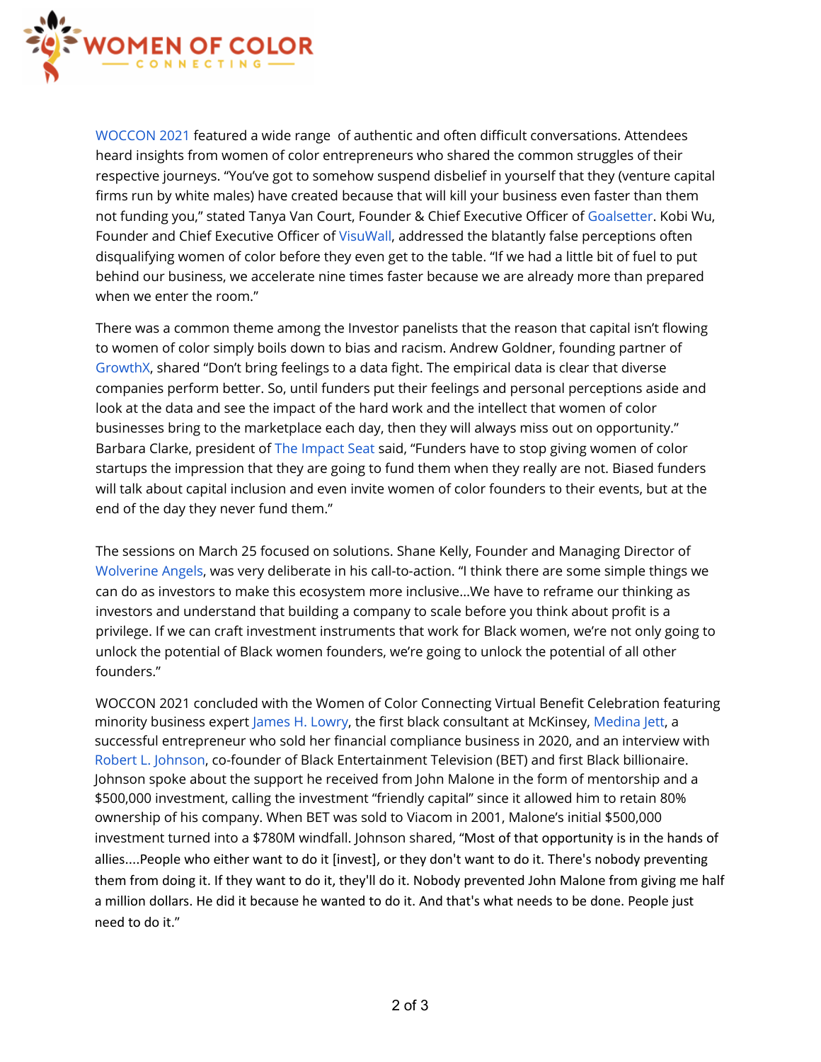WOCCON 2021 featured a wide range of authentic and often difficult conversations. Attendees heard insights from women of color entrepreneurs who shared the common struggles of their respective journeys. "You've got to somehow suspend disbelief in yourself that they (venture capital firms run by white males) have created because that will kill your business even faster than them not funding you," stated Tanya Van Court, Founder & Chief Executive Officer of Goalsetter. Kobi Wu, Founder and Chief Executive Officer of VisuWall, addressed the blatantly false perceptions often disqualifying women of color before they even get to the table. "If we had a little bit of fuel to put behind our business, we accelerate nine times faster because we are already more than prepared when we enter the room."

There was a common theme among the Investor panelists that the reason that capital isn't flowing to women of color simply boils down to bias and racism. Andrew Goldner, founding partner of GrowthX, shared "Don't bring feelings to a data fight. The empirical data is clear that diverse companies perform better. So, until funders put their feelings and personal perceptions aside and look at the data and see the impact of the hard work and the intellect that women of color businesses bring to the marketplace each day, then they will always miss out on opportunity." Barbara Clarke, president of The Impact Seat said, "Funders have to stop giving women of color startups the impression that they are going to fund them when they really are not. Biased funders will talk about capital inclusion and even invite women of color founders to their events, but at the end of the day they never fund them."

The sessions on March 25 focused on solutions. Shane Kelly, Founder and Managing Director of Wolverine Angels, was very deliberate in his call-to-action. "I think there are some simple things we can do as investors to make this ecosystem more inclusive...We have to reframe our thinking as investors and understand that building a company to scale before you think about profit is a privilege. If we can craft investment instruments that work for Black women, we're not only going to unlock the potential of Black women founders, we're going to unlock the potential of all other founders."

WOCCON 2021 concluded with the Women of Color Connecting Virtual Benefit Celebration featuring minority business expert James H. Lowry, the first black consultant at McKinsey, Medina Jett, a successful entrepreneur who sold her financial compliance business in 2020, and an interview with Robert L. Johnson, co-founder of Black Entertainment Television (BET) and first Black billionaire. Johnson spoke about the support he received from John Malone in the form of mentorship and a $500,000 investment, calling the investment "friendly capital" since it allowed him to retain 80% ownership of his company. When BET was sold to Viacom in 2001, Malone's initial $500,000 investment turned into a $780M windfall. Johnson shared, "Most of that opportunity is in the hands of allies....People who either want to do it [invest], or they don't want to do it. There's nobody preventing them from doing it. If they want to do it, they'll do it. Nobody prevented John Malone from giving me half a million dollars. He did it because he wanted to do it. And that's what needs to be done. People just need to do it."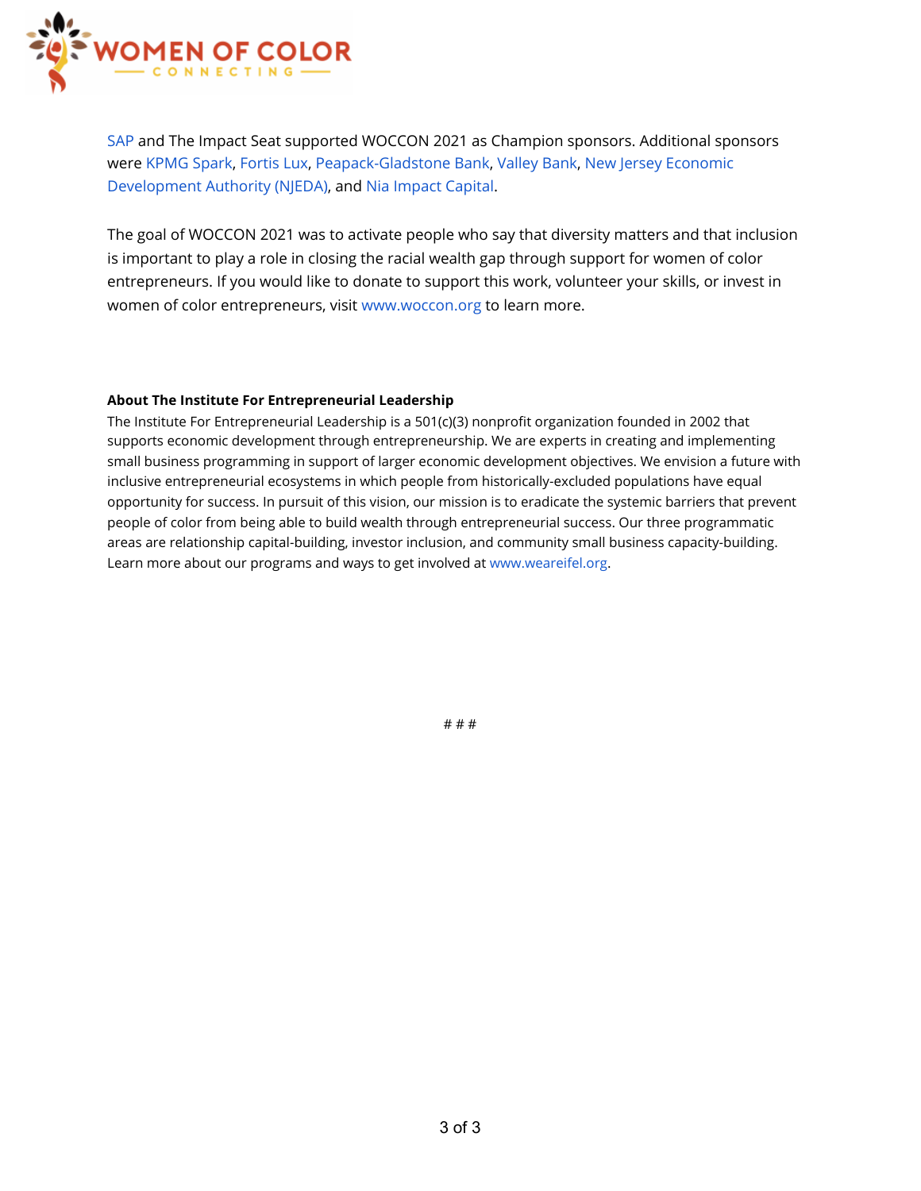SAP and The Impact Seat supported WOCCON 2021 as Champion sponsors. Additional sponsors were KPMG Spark, Fortis Lux, Peapack-Gladstone Bank, Valley Bank, New Jersey Economic Development Authority (NJEDA), and Nia Impact Capital.

The goal of WOCCON 2021 was to activate people who say that diversity matters and that inclusion is important to play a role in closing the racial wealth gap through support for women of color entrepreneurs. If you would like to donate to support this work, volunteer your skills, or invest in women of color entrepreneurs, visit www.woccon.org to learn more.

**About The Institute For Entrepreneurial Leadership**

The Institute For Entrepreneurial Leadership is a 501(c)(3) nonprofit organization founded in 2002 that supports economic development through entrepreneurship. We are experts in creating and implementing small business programming in support of larger economic development objectives. We envision a future with inclusive entrepreneurial ecosystems in which people from historically-excluded populations have equal opportunity for success. In pursuit of this vision, our mission is to eradicate the systemic barriers that prevent people of color from being able to build wealth through entrepreneurial success. Our three programmatic areas are relationship capital-building, investor inclusion, and community small business capacity-building. Learn more about our programs and ways to get involved at www.weareifel.org.

# # #